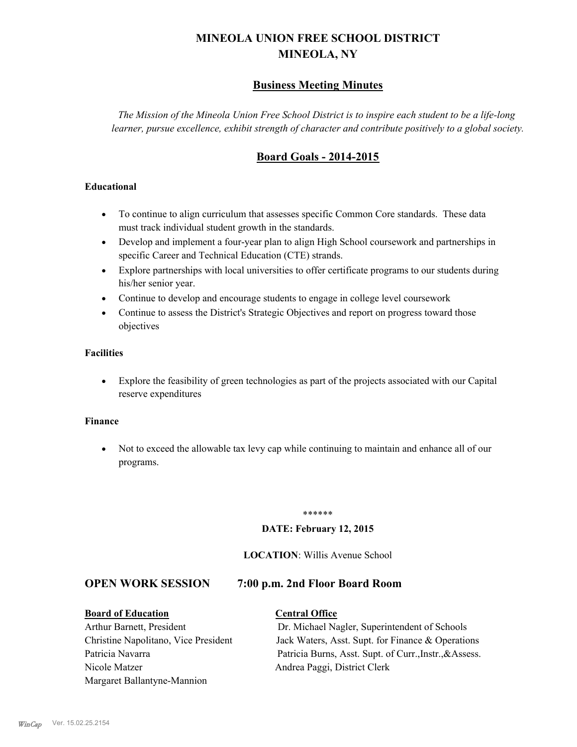# MINEOLA UNION FREE SCHOOL DISTRICT
# MINEOLA, NY

## Business Meeting Minutes

*The Mission of the Mineola Union Free School District is to inspire each student to be a life-long learner, pursue excellence, exhibit strength of character and contribute positively to a global society.*

## Board Goals - 2014-2015

**Educational**

- To continue to align curriculum that assesses specific Common Core standards. These data must track individual student growth in the standards.
- Develop and implement a four-year plan to align High School coursework and partnerships in specific Career and Technical Education (CTE) strands.
- Explore partnerships with local universities to offer certificate programs to our students during his/her senior year.
- Continue to develop and encourage students to engage in college level coursework
- Continue to assess the District's Strategic Objectives and report on progress toward those objectives

**Facilities**

- Explore the feasibility of green technologies as part of the projects associated with our Capital reserve expenditures

**Finance**

- Not to exceed the allowable tax levy cap while continuing to maintain and enhance all of our programs.

******

**DATE: February 12, 2015**

**LOCATION**: Willis Avenue School

## OPEN WORK SESSION 7:00 p.m. 2nd Floor Board Room

| **Board of Education** | **Central Office** |
|---|---|
| Arthur Barnett, President | Dr. Michael Nagler, Superintendent of Schools |
| Christine Napolitano, Vice President | Jack Waters, Asst. Supt. for Finance & Operations |
| Patricia Navarra | Patricia Burns, Asst. Supt. of Curr.,Instr.,&Assess. |
| Nicole Matzer | Andrea Paggi, District Clerk |
| Margaret Ballantyne-Mannion | |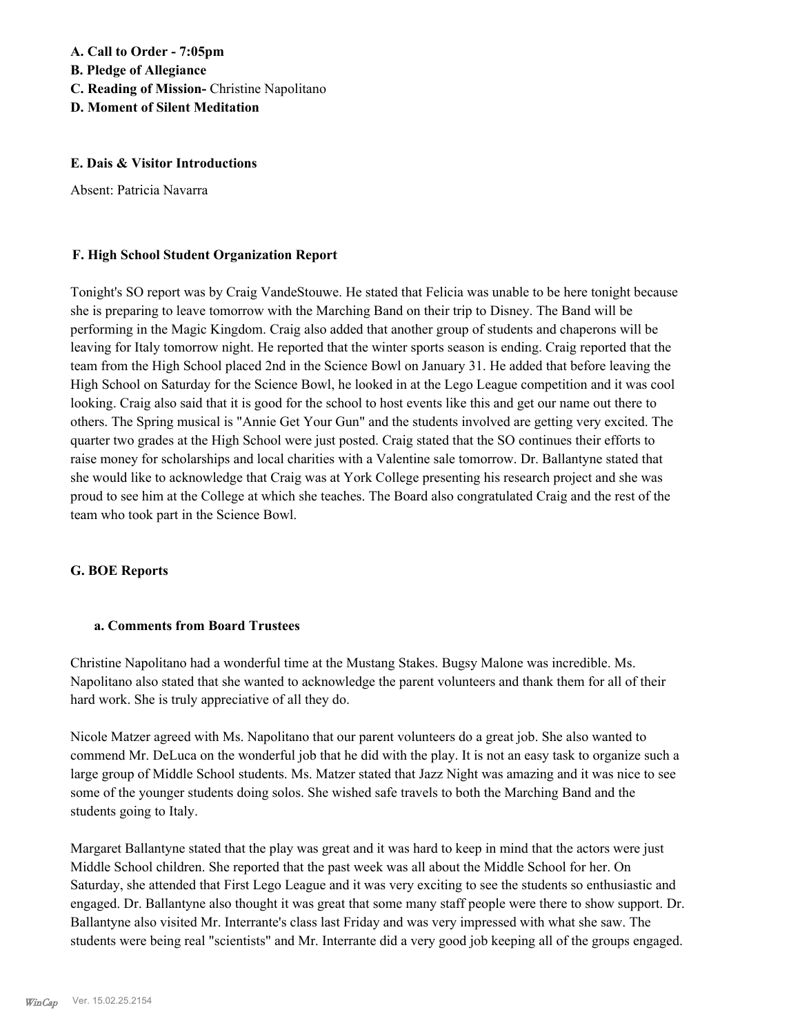**A. Call to Order - 7:05pm**
**B. Pledge of Allegiance**
**C. Reading of Mission-** Christine Napolitano
**D. Moment of Silent Meditation**

**E. Dais & Visitor Introductions**

Absent: Patricia Navarra

**F. High School Student Organization Report**

Tonight's SO report was by Craig VandeStouwe. He stated that Felicia was unable to be here tonight because she is preparing to leave tomorrow with the Marching Band on their trip to Disney. The Band will be performing in the Magic Kingdom. Craig also added that another group of students and chaperons will be leaving for Italy tomorrow night. He reported that the winter sports season is ending. Craig reported that the team from the High School placed 2nd in the Science Bowl on January 31. He added that before leaving the High School on Saturday for the Science Bowl, he looked in at the Lego League competition and it was cool looking. Craig also said that it is good for the school to host events like this and get our name out there to others. The Spring musical is "Annie Get Your Gun" and the students involved are getting very excited. The quarter two grades at the High School were just posted. Craig stated that the SO continues their efforts to raise money for scholarships and local charities with a Valentine sale tomorrow. Dr. Ballantyne stated that she would like to acknowledge that Craig was at York College presenting his research project and she was proud to see him at the College at which she teaches. The Board also congratulated Craig and the rest of the team who took part in the Science Bowl.

**G. BOE Reports**

**a. Comments from Board Trustees**

Christine Napolitano had a wonderful time at the Mustang Stakes. Bugsy Malone was incredible. Ms. Napolitano also stated that she wanted to acknowledge the parent volunteers and thank them for all of their hard work. She is truly appreciative of all they do.

Nicole Matzer agreed with Ms. Napolitano that our parent volunteers do a great job. She also wanted to commend Mr. DeLuca on the wonderful job that he did with the play. It is not an easy task to organize such a large group of Middle School students. Ms. Matzer stated that Jazz Night was amazing and it was nice to see some of the younger students doing solos. She wished safe travels to both the Marching Band and the students going to Italy.

Margaret Ballantyne stated that the play was great and it was hard to keep in mind that the actors were just Middle School children. She reported that the past week was all about the Middle School for her. On Saturday, she attended that First Lego League and it was very exciting to see the students so enthusiastic and engaged. Dr. Ballantyne also thought it was great that some many staff people were there to show support. Dr. Ballantyne also visited Mr. Interrante's class last Friday and was very impressed with what she saw. The students were being real "scientists" and Mr. Interrante did a very good job keeping all of the groups engaged.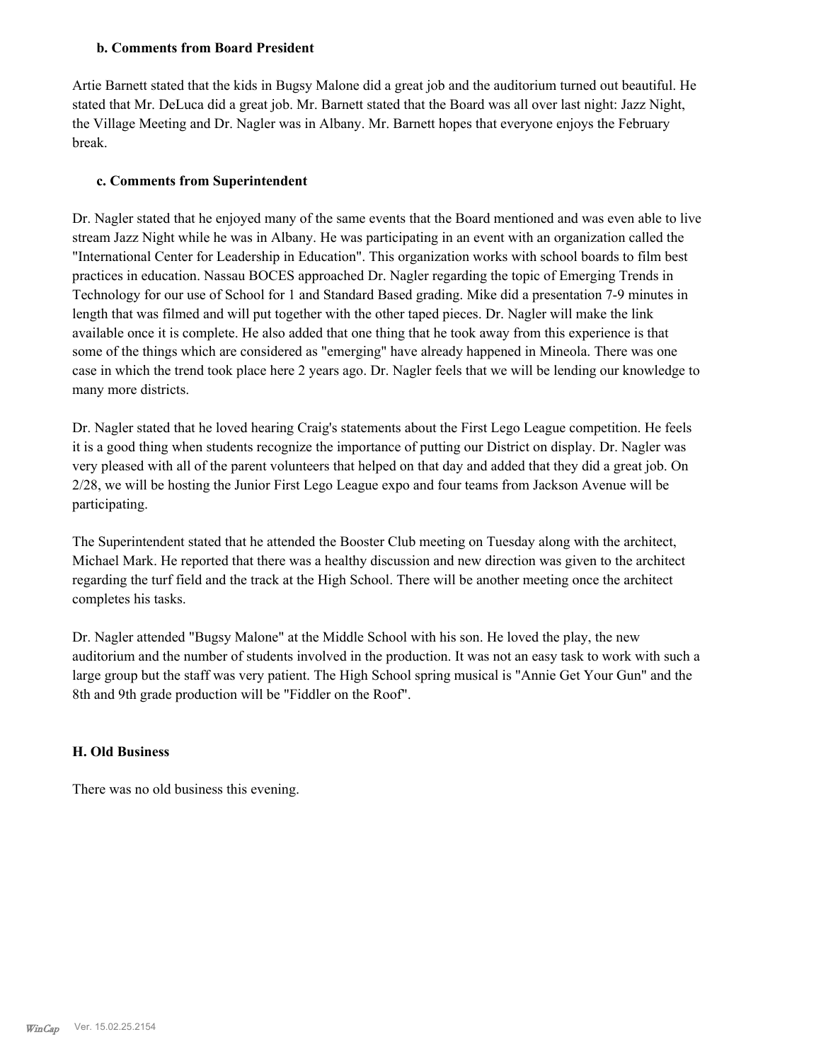### b. Comments from Board President

Artie Barnett stated that the kids in Bugsy Malone did a great job and the auditorium turned out beautiful. He stated that Mr. DeLuca did a great job. Mr. Barnett stated that the Board was all over last night: Jazz Night, the Village Meeting and Dr. Nagler was in Albany. Mr. Barnett hopes that everyone enjoys the February break.

### c. Comments from Superintendent

Dr. Nagler stated that he enjoyed many of the same events that the Board mentioned and was even able to live stream Jazz Night while he was in Albany. He was participating in an event with an organization called the "International Center for Leadership in Education". This organization works with school boards to film best practices in education. Nassau BOCES approached Dr. Nagler regarding the topic of Emerging Trends in Technology for our use of School for 1 and Standard Based grading. Mike did a presentation 7-9 minutes in length that was filmed and will put together with the other taped pieces. Dr. Nagler will make the link available once it is complete. He also added that one thing that he took away from this experience is that some of the things which are considered as "emerging" have already happened in Mineola. There was one case in which the trend took place here 2 years ago. Dr. Nagler feels that we will be lending our knowledge to many more districts.

Dr. Nagler stated that he loved hearing Craig's statements about the First Lego League competition. He feels it is a good thing when students recognize the importance of putting our District on display. Dr. Nagler was very pleased with all of the parent volunteers that helped on that day and added that they did a great job. On 2/28, we will be hosting the Junior First Lego League expo and four teams from Jackson Avenue will be participating.

The Superintendent stated that he attended the Booster Club meeting on Tuesday along with the architect, Michael Mark. He reported that there was a healthy discussion and new direction was given to the architect regarding the turf field and the track at the High School. There will be another meeting once the architect completes his tasks.

Dr. Nagler attended "Bugsy Malone" at the Middle School with his son. He loved the play, the new auditorium and the number of students involved in the production. It was not an easy task to work with such a large group but the staff was very patient. The High School spring musical is "Annie Get Your Gun" and the 8th and 9th grade production will be "Fiddler on the Roof".

## H. Old Business

There was no old business this evening.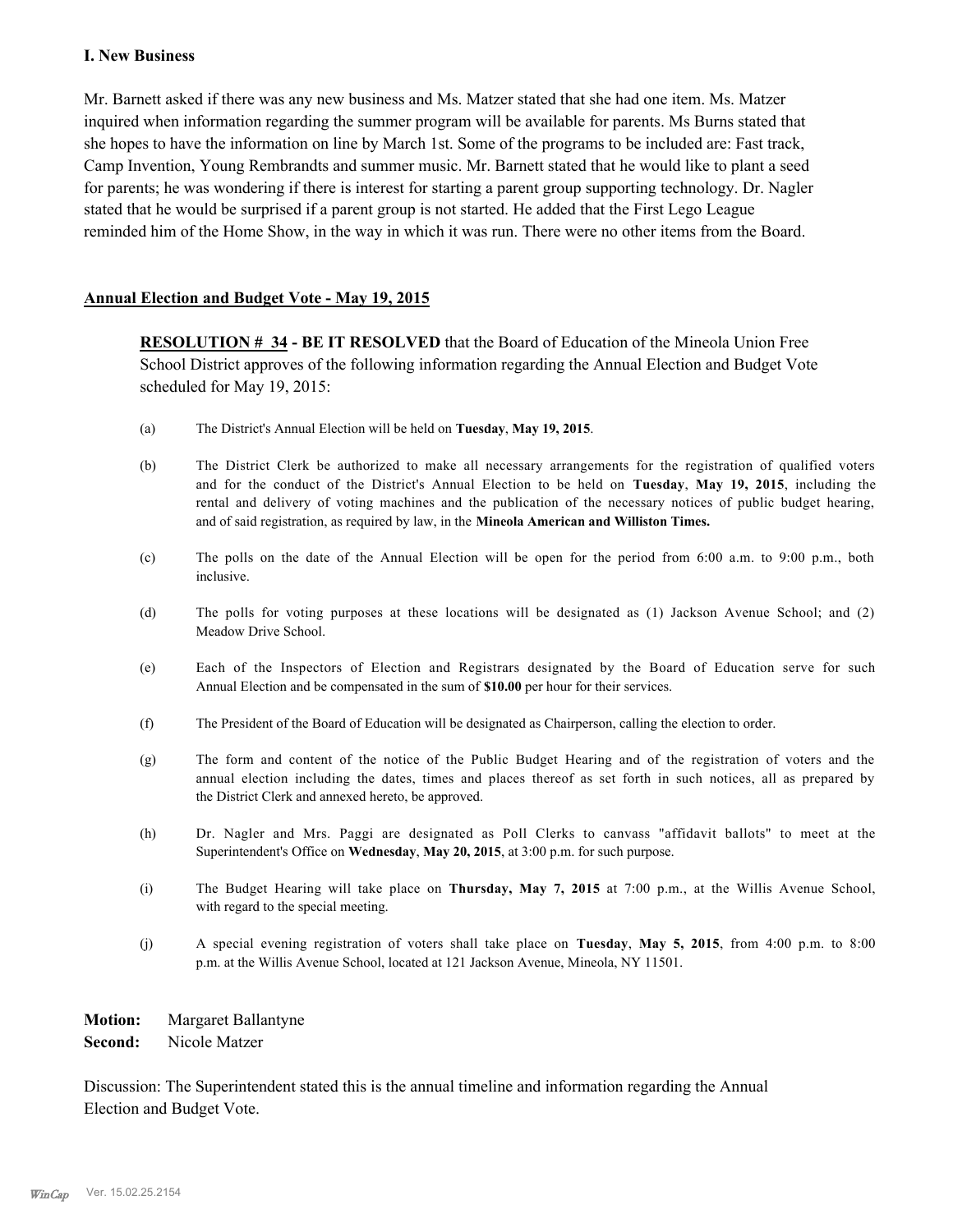### I. New Business

Mr. Barnett asked if there was any new business and Ms. Matzer stated that she had one item. Ms. Matzer inquired when information regarding the summer program will be available for parents. Ms Burns stated that she hopes to have the information on line by March 1st. Some of the programs to be included are: Fast track, Camp Invention, Young Rembrandts and summer music. Mr. Barnett stated that he would like to plant a seed for parents; he was wondering if there is interest for starting a parent group supporting technology. Dr. Nagler stated that he would be surprised if a parent group is not started. He added that the First Lego League reminded him of the Home Show, in the way in which it was run. There were no other items from the Board.

**Annual Election and Budget Vote - May 19, 2015**

**RESOLUTION # 34 - BE IT RESOLVED** that the Board of Education of the Mineola Union Free School District approves of the following information regarding the Annual Election and Budget Vote scheduled for May 19, 2015:

(a) The District's Annual Election will be held on **Tuesday**, **May 19, 2015**.

(b) The District Clerk be authorized to make all necessary arrangements for the registration of qualified voters and for the conduct of the District's Annual Election to be held on **Tuesday**, **May 19, 2015**, including the rental and delivery of voting machines and the publication of the necessary notices of public budget hearing, and of said registration, as required by law, in the **Mineola American and Williston Times.**

(c) The polls on the date of the Annual Election will be open for the period from 6:00 a.m. to 9:00 p.m., both inclusive.

(d) The polls for voting purposes at these locations will be designated as (1) Jackson Avenue School; and (2) Meadow Drive School.

(e) Each of the Inspectors of Election and Registrars designated by the Board of Education serve for such Annual Election and be compensated in the sum of **$10.00** per hour for their services.

(f) The President of the Board of Education will be designated as Chairperson, calling the election to order.

(g) The form and content of the notice of the Public Budget Hearing and of the registration of voters and the annual election including the dates, times and places thereof as set forth in such notices, all as prepared by the District Clerk and annexed hereto, be approved.

(h) Dr. Nagler and Mrs. Paggi are designated as Poll Clerks to canvass "affidavit ballots" to meet at the Superintendent's Office on **Wednesday**, **May 20, 2015**, at 3:00 p.m. for such purpose.

(i) The Budget Hearing will take place on **Thursday, May 7, 2015** at 7:00 p.m., at the Willis Avenue School, with regard to the special meeting.

(j) A special evening registration of voters shall take place on **Tuesday**, **May 5, 2015**, from 4:00 p.m. to 8:00 p.m. at the Willis Avenue School, located at 121 Jackson Avenue, Mineola, NY 11501.

**Motion:** Margaret Ballantyne
**Second:** Nicole Matzer

Discussion: The Superintendent stated this is the annual timeline and information regarding the Annual Election and Budget Vote.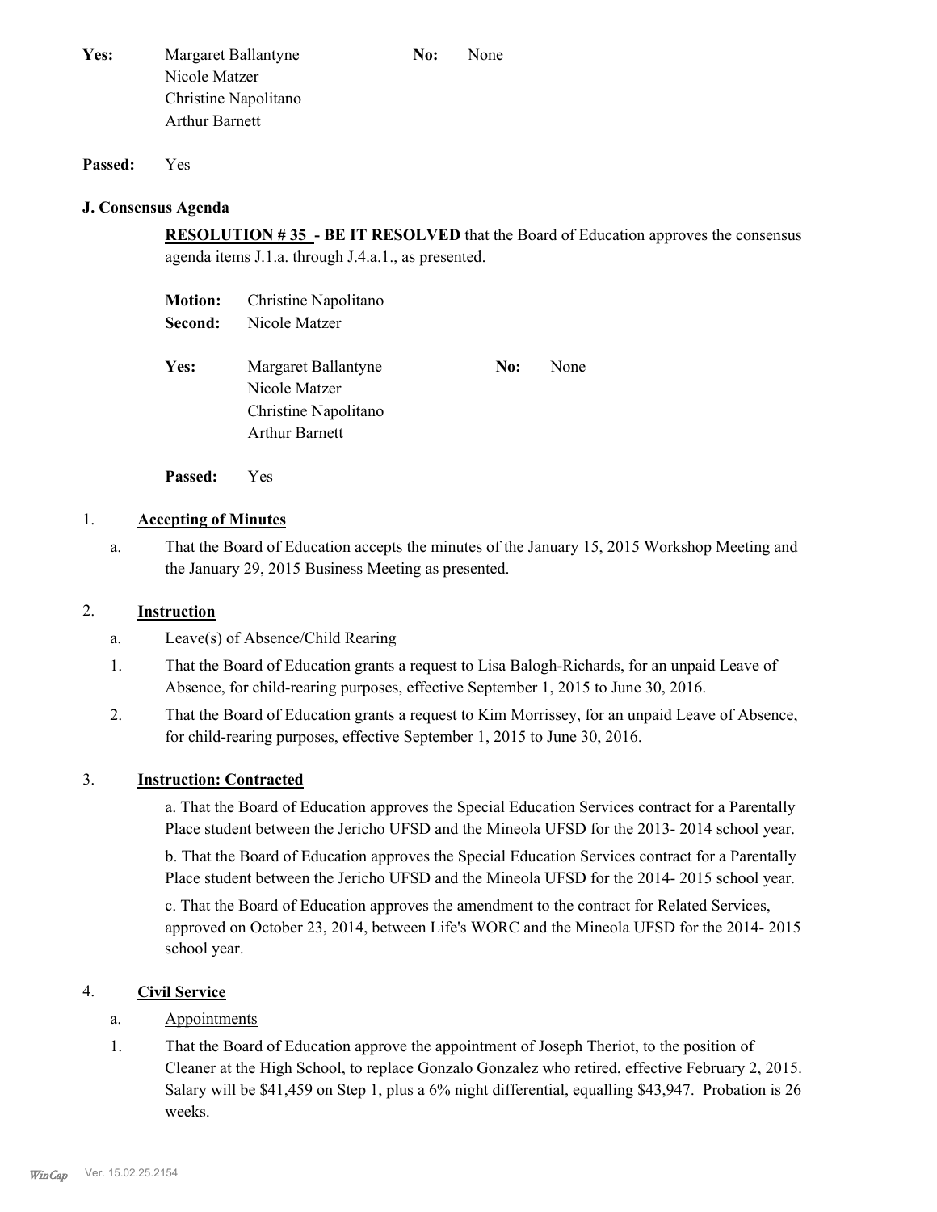**Yes:** Margaret Ballantyne
Nicole Matzer
Christine Napolitano
Arthur Barnett

**No:** None

**Passed:** Yes

### J. Consensus Agenda

**RESOLUTION # 35 - BE IT RESOLVED** that the Board of Education approves the consensus agenda items J.1.a. through J.4.a.1., as presented.

**Motion:** Christine Napolitano
**Second:** Nicole Matzer

**Yes:** Margaret Ballantyne
Nicole Matzer
Christine Napolitano
Arthur Barnett

**No:** None

**Passed:** Yes

1. **Accepting of Minutes**

   a. That the Board of Education accepts the minutes of the January 15, 2015 Workshop Meeting and the January 29, 2015 Business Meeting as presented.

2. **Instruction**

   a. Leave(s) of Absence/Child Rearing

   1. That the Board of Education grants a request to Lisa Balogh-Richards, for an unpaid Leave of Absence, for child-rearing purposes, effective September 1, 2015 to June 30, 2016.
   2. That the Board of Education grants a request to Kim Morrissey, for an unpaid Leave of Absence, for child-rearing purposes, effective September 1, 2015 to June 30, 2016.

3. **Instruction: Contracted**

   a. That the Board of Education approves the Special Education Services contract for a Parentally Place student between the Jericho UFSD and the Mineola UFSD for the 2013- 2014 school year.

   b. That the Board of Education approves the Special Education Services contract for a Parentally Place student between the Jericho UFSD and the Mineola UFSD for the 2014- 2015 school year.

   c. That the Board of Education approves the amendment to the contract for Related Services, approved on October 23, 2014, between Life's WORC and the Mineola UFSD for the 2014- 2015 school year.

4. **Civil Service**

   a. Appointments

   1. That the Board of Education approve the appointment of Joseph Theriot, to the position of Cleaner at the High School, to replace Gonzalo Gonzalez who retired, effective February 2, 2015. Salary will be $41,459 on Step 1, plus a 6% night differential, equalling $43,947. Probation is 26 weeks.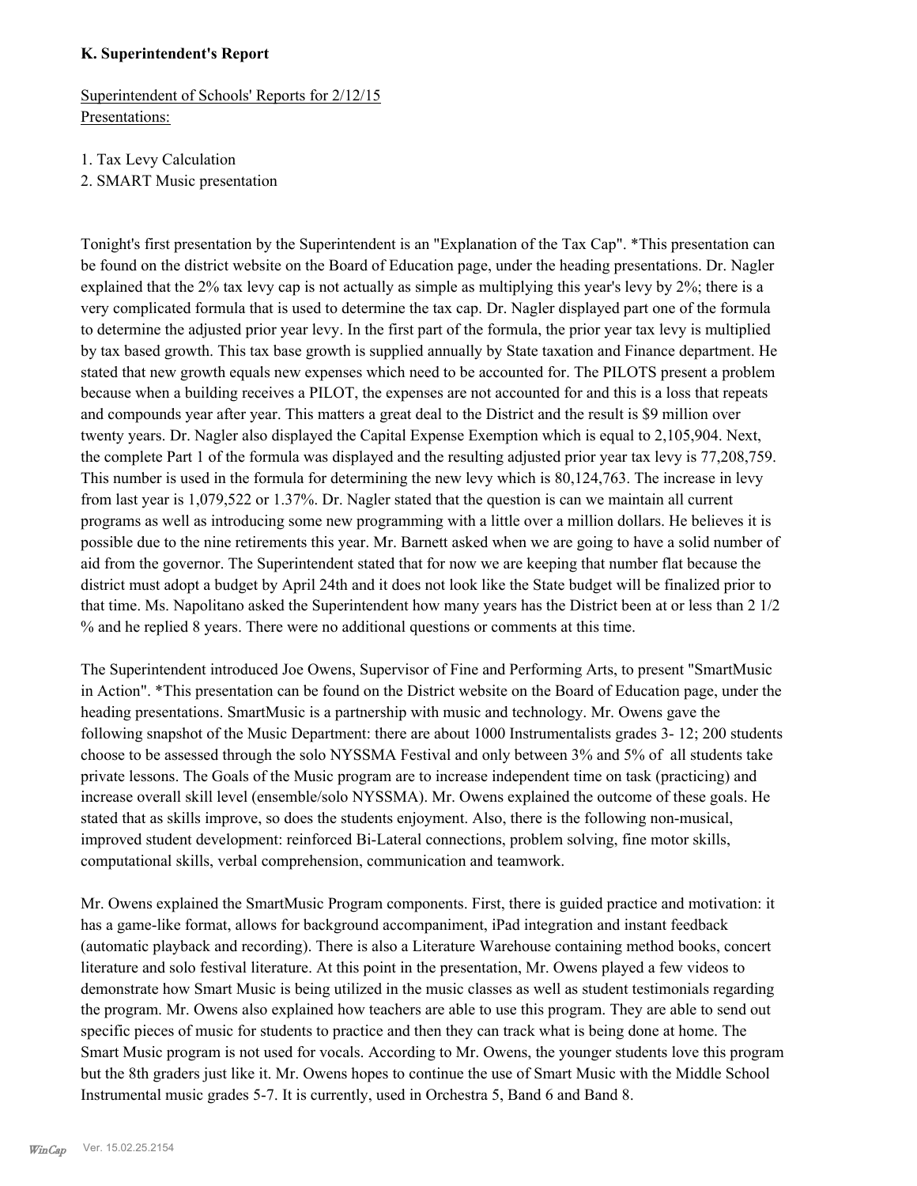**K. Superintendent's Report**

Superintendent of Schools' Reports for 2/12/15
Presentations:

1. Tax Levy Calculation
2. SMART Music presentation

Tonight's first presentation by the Superintendent is an "Explanation of the Tax Cap". *This presentation can be found on the district website on the Board of Education page, under the heading presentations. Dr. Nagler explained that the 2% tax levy cap is not actually as simple as multiplying this year's levy by 2%; there is a very complicated formula that is used to determine the tax cap. Dr. Nagler displayed part one of the formula to determine the adjusted prior year levy. In the first part of the formula, the prior year tax levy is multiplied by tax based growth. This tax base growth is supplied annually by State taxation and Finance department. He stated that new growth equals new expenses which need to be accounted for. The PILOTS present a problem because when a building receives a PILOT, the expenses are not accounted for and this is a loss that repeats and compounds year after year. This matters a great deal to the District and the result is $9 million over twenty years. Dr. Nagler also displayed the Capital Expense Exemption which is equal to 2,105,904. Next, the complete Part 1 of the formula was displayed and the resulting adjusted prior year tax levy is 77,208,759. This number is used in the formula for determining the new levy which is 80,124,763. The increase in levy from last year is 1,079,522 or 1.37%. Dr. Nagler stated that the question is can we maintain all current programs as well as introducing some new programming with a little over a million dollars. He believes it is possible due to the nine retirements this year. Mr. Barnett asked when we are going to have a solid number of aid from the governor. The Superintendent stated that for now we are keeping that number flat because the district must adopt a budget by April 24th and it does not look like the State budget will be finalized prior to that time. Ms. Napolitano asked the Superintendent how many years has the District been at or less than 2 1/2 % and he replied 8 years. There were no additional questions or comments at this time.

The Superintendent introduced Joe Owens, Supervisor of Fine and Performing Arts, to present "SmartMusic in Action". *This presentation can be found on the District website on the Board of Education page, under the heading presentations. SmartMusic is a partnership with music and technology. Mr. Owens gave the following snapshot of the Music Department: there are about 1000 Instrumentalists grades 3- 12; 200 students choose to be assessed through the solo NYSSMA Festival and only between 3% and 5% of all students take private lessons. The Goals of the Music program are to increase independent time on task (practicing) and increase overall skill level (ensemble/solo NYSSMA). Mr. Owens explained the outcome of these goals. He stated that as skills improve, so does the students enjoyment. Also, there is the following non-musical, improved student development: reinforced Bi-Lateral connections, problem solving, fine motor skills, computational skills, verbal comprehension, communication and teamwork.

Mr. Owens explained the SmartMusic Program components. First, there is guided practice and motivation: it has a game-like format, allows for background accompaniment, iPad integration and instant feedback (automatic playback and recording). There is also a Literature Warehouse containing method books, concert literature and solo festival literature. At this point in the presentation, Mr. Owens played a few videos to demonstrate how Smart Music is being utilized in the music classes as well as student testimonials regarding the program. Mr. Owens also explained how teachers are able to use this program. They are able to send out specific pieces of music for students to practice and then they can track what is being done at home. The Smart Music program is not used for vocals. According to Mr. Owens, the younger students love this program but the 8th graders just like it. Mr. Owens hopes to continue the use of Smart Music with the Middle School Instrumental music grades 5-7. It is currently, used in Orchestra 5, Band 6 and Band 8.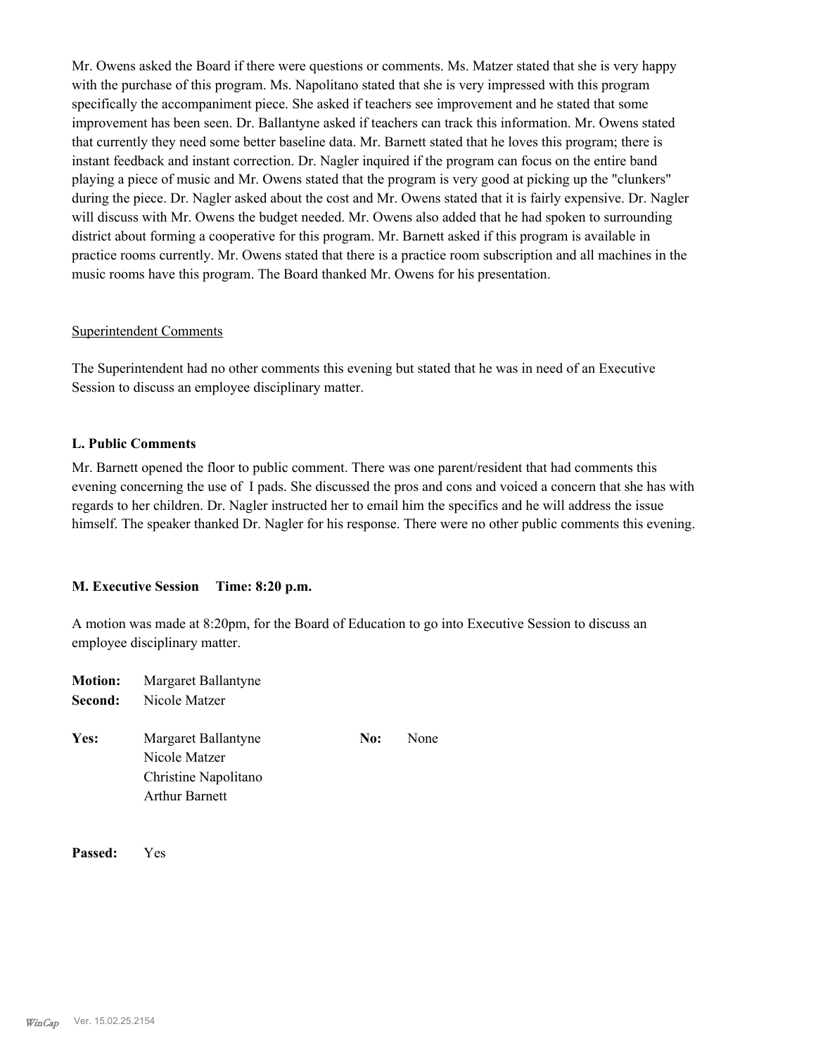Mr. Owens asked the Board if there were questions or comments. Ms. Matzer stated that she is very happy with the purchase of this program. Ms. Napolitano stated that she is very impressed with this program specifically the accompaniment piece. She asked if teachers see improvement and he stated that some improvement has been seen. Dr. Ballantyne asked if teachers can track this information. Mr. Owens stated that currently they need some better baseline data. Mr. Barnett stated that he loves this program; there is instant feedback and instant correction. Dr. Nagler inquired if the program can focus on the entire band playing a piece of music and Mr. Owens stated that the program is very good at picking up the "clunkers" during the piece. Dr. Nagler asked about the cost and Mr. Owens stated that it is fairly expensive. Dr. Nagler will discuss with Mr. Owens the budget needed. Mr. Owens also added that he had spoken to surrounding district about forming a cooperative for this program. Mr. Barnett asked if this program is available in practice rooms currently. Mr. Owens stated that there is a practice room subscription and all machines in the music rooms have this program. The Board thanked Mr. Owens for his presentation.

Superintendent Comments

The Superintendent had no other comments this evening but stated that he was in need of an Executive Session to discuss an employee disciplinary matter.

**L. Public Comments**

Mr. Barnett opened the floor to public comment. There was one parent/resident that had comments this evening concerning the use of I pads. She discussed the pros and cons and voiced a concern that she has with regards to her children. Dr. Nagler instructed her to email him the specifics and he will address the issue himself. The speaker thanked Dr. Nagler for his response. There were no other public comments this evening.

**M. Executive Session Time: 8:20 p.m.**

A motion was made at 8:20pm, for the Board of Education to go into Executive Session to discuss an employee disciplinary matter.

**Motion:** Margaret Ballantyne
**Second:** Nicole Matzer

**Yes:** Margaret Ballantyne
Nicole Matzer
Christine Napolitano
Arthur Barnett

**No:** None

**Passed:** Yes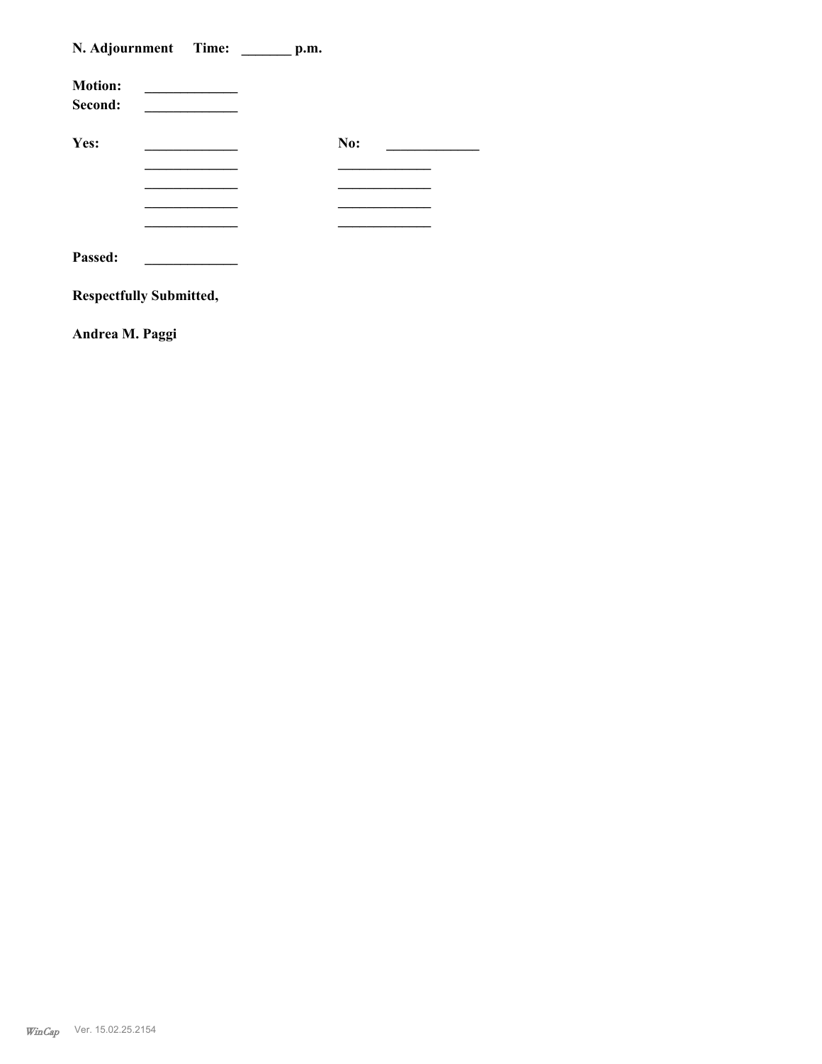**N. Adjournment Time: _______ p.m.**

**Motion:** _____________

**Second:** _____________

| | | | |
|---|---|---|---|
| **Yes:** | _____________ | **No:** | _____________ |
| | _____________ | | _____________ |
| | _____________ | | _____________ |
| | _____________ | | _____________ |
| | _____________ | | _____________ |

**Passed:** _____________

**Respectfully Submitted,**

**Andrea M. Paggi**